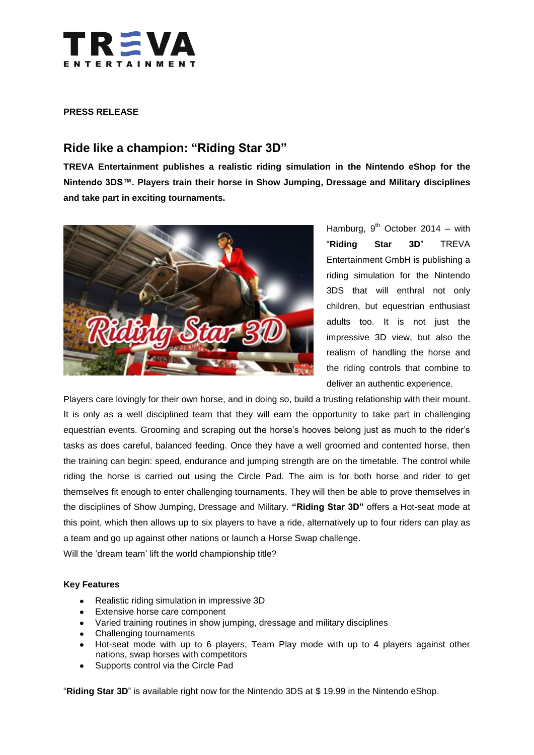**PRESS RELEASE**

# Ride like a champion: “Riding Star 3D”

**TREVA Entertainment publishes a realistic riding simulation in the Nintendo eShop for the Nintendo 3DS™. Players train their horse in Show Jumping, Dressage and Military disciplines and take part in exciting tournaments.**

Hamburg, 9th October 2014 – with “**Riding Star 3D**” TREVA Entertainment GmbH is publishing a riding simulation for the Nintendo 3DS that will enthral not only children, but equestrian enthusiast adults too. It is not just the impressive 3D view, but also the realism of handling the horse and the riding controls that combine to deliver an authentic experience.

Players care lovingly for their own horse, and in doing so, build a trusting relationship with their mount. It is only as a well disciplined team that they will earn the opportunity to take part in challenging equestrian events. Grooming and scraping out the horse’s hooves belong just as much to the rider’s tasks as does careful, balanced feeding. Once they have a well groomed and contented horse, then the training can begin: speed, endurance and jumping strength are on the timetable. The control while riding the horse is carried out using the Circle Pad. The aim is for both horse and rider to get themselves fit enough to enter challenging tournaments. They will then be able to prove themselves in the disciplines of Show Jumping, Dressage and Military. **“Riding Star 3D”** offers a Hot-seat mode at this point, which then allows up to six players to have a ride, alternatively up to four riders can play as a team and go up against other nations or launch a Horse Swap challenge.

Will the ‘dream team’ lift the world championship title?

**Key Features**

- Realistic riding simulation in impressive 3D
- Extensive horse care component
- Varied training routines in show jumping, dressage and military disciplines
- Challenging tournaments
- Hot-seat mode with up to 6 players, Team Play mode with up to 4 players against other nations, swap horses with competitors
- Supports control via the Circle Pad

“**Riding Star 3D**” is available right now for the Nintendo 3DS at $ 19.99 in the Nintendo eShop.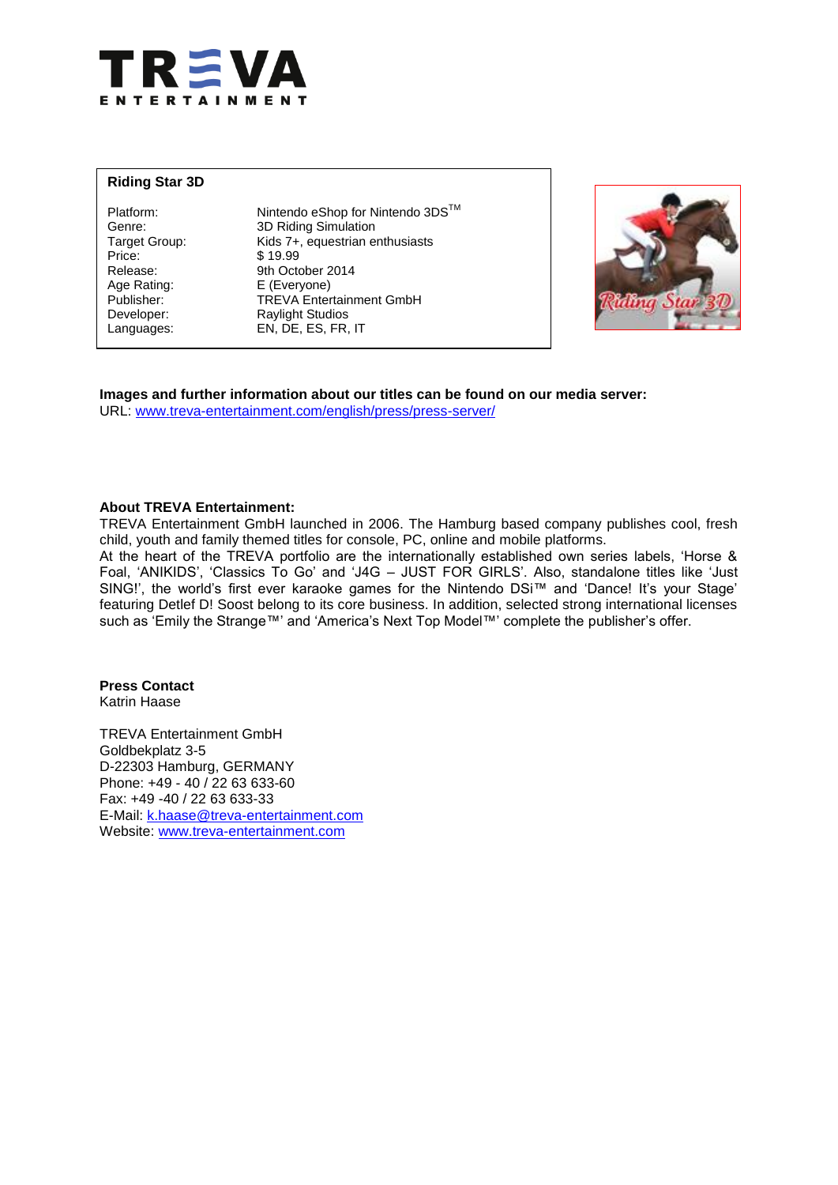## Riding Star 3D

| | |
|---|---|
| Platform: | Nintendo eShop for Nintendo 3DS™ |
| Genre: | 3D Riding Simulation |
| Target Group: | Kids 7+, equestrian enthusiasts |
| Price: | $ 19.99 |
| Release: | 9th October 2014 |
| Age Rating: | E (Everyone) |
| Publisher: | TREVA Entertainment GmbH |
| Developer: | Raylight Studios |
| Languages: | EN, DE, ES, FR, IT |

**Images and further information about our titles can be found on our media server:**
URL: www.treva-entertainment.com/english/press/press-server/

**About TREVA Entertainment:**
TREVA Entertainment GmbH launched in 2006. The Hamburg based company publishes cool, fresh child, youth and family themed titles for console, PC, online and mobile platforms.
At the heart of the TREVA portfolio are the internationally established own series labels, 'Horse & Foal, 'ANIKIDS', 'Classics To Go' and 'J4G – JUST FOR GIRLS'. Also, standalone titles like 'Just SING!', the world's first ever karaoke games for the Nintendo DSi™ and 'Dance! It's your Stage' featuring Detlef D! Soost belong to its core business. In addition, selected strong international licenses such as 'Emily the Strange™' and 'America's Next Top Model™' complete the publisher's offer.

**Press Contact**
Katrin Haase

TREVA Entertainment GmbH
Goldbekplatz 3-5
D-22303 Hamburg, GERMANY
Phone: +49 - 40 / 22 63 633-60
Fax: +49 -40 / 22 63 633-33
E-Mail: k.haase@treva-entertainment.com
Website: www.treva-entertainment.com